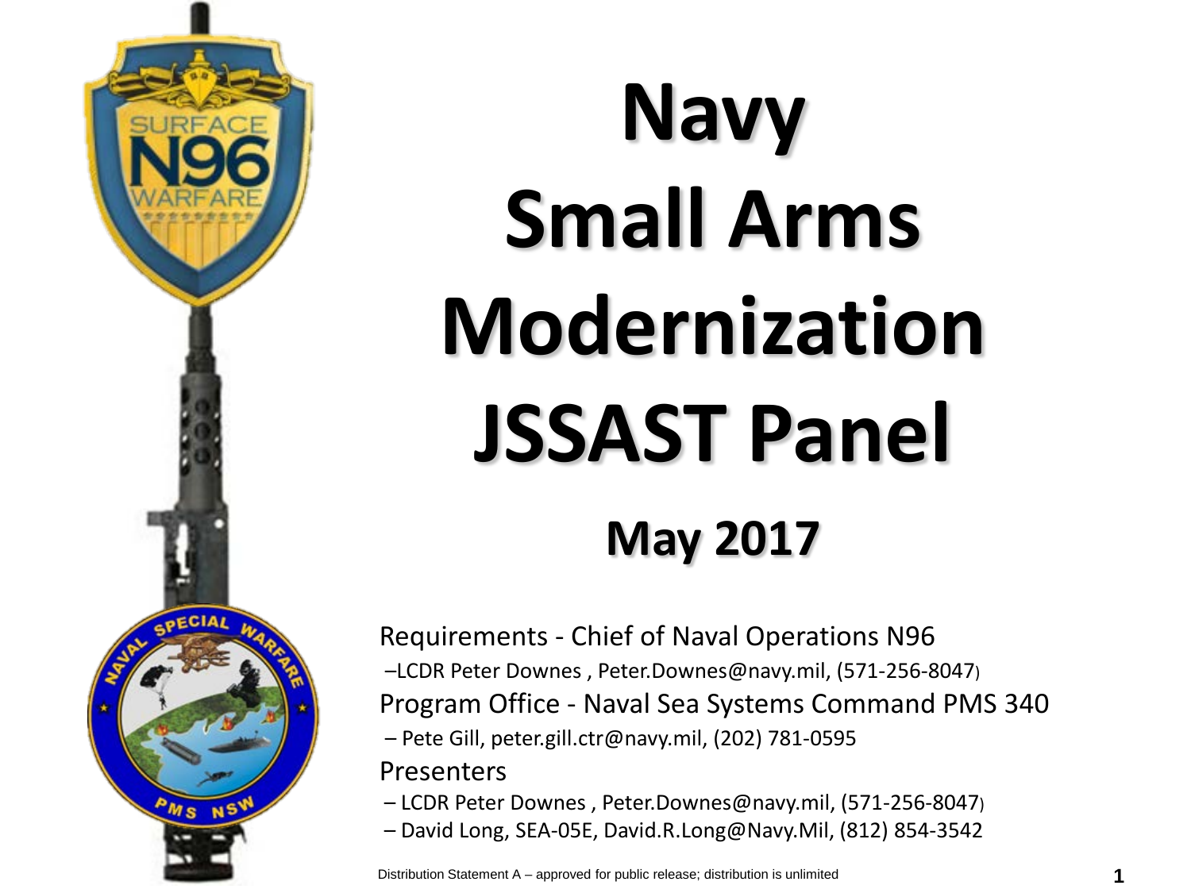# Navy Small Arms Modernization JSSAST Panel

## May 2017

Requirements - Chief of Naval Operations N96

–LCDR Peter Downes , Peter.Downes@navy.mil, (571-256-8047)

Program Office - Naval Sea Systems Command PMS 340

– Pete Gill, peter.gill.ctr@navy.mil, (202) 781-0595

Presenters

– LCDR Peter Downes , Peter.Downes@navy.mil, (571-256-8047)

– David Long, SEA-05E, David.R.Long@Navy.Mil, (812) 854-3542

Distribution Statement A – approved for public release; distribution is unlimited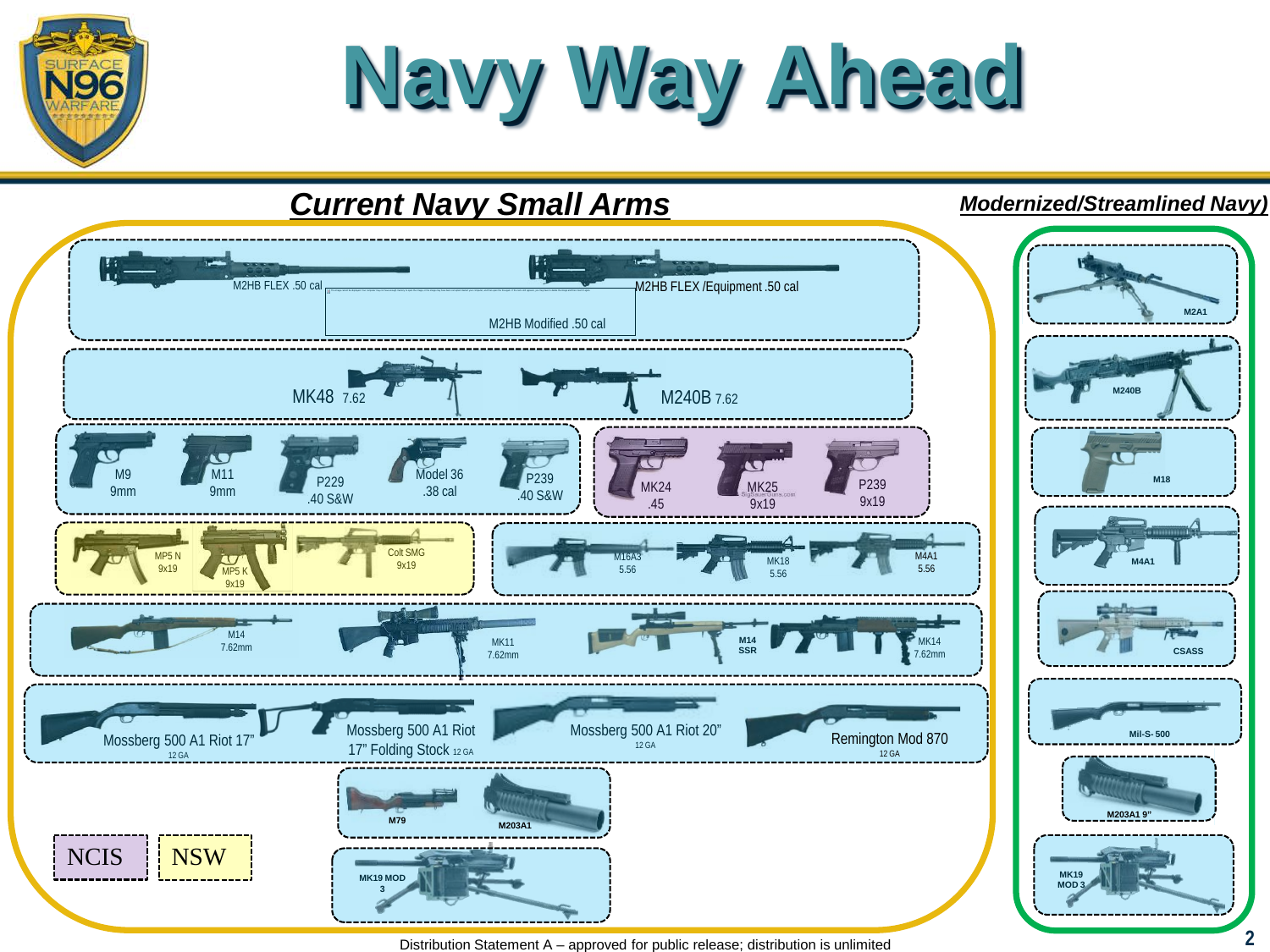# Navy Way Ahead

## Current Navy Small Arms

- M2HB FLEX .50 cal
- M2HB FLEX /Equipment .50 cal
- M2HB Modified .50 cal
- MK48 7.62
- M240B 7.62
- M9 9mm
- M11 9mm
- P229 .40 S&W
- Model 36 .38 cal
- P239 .40 S&W
- MK24 .45
- MK25 9x19
- P239 9x19
- MP5 N 9x19
- MP5 K 9x19
- Colt SMG 9x19
- M16A3 5.56
- MK18 5.56
- M4A1 5.56
- M14 7.62mm
- MK11 7.62mm
- M14 SSR
- MK14 7.62mm
- Mossberg 500 A1 Riot 17" 12 GA
- Mossberg 500 A1 Riot 17" Folding Stock 12 GA
- Mossberg 500 A1 Riot 20" 12 GA
- Remington Mod 870 12 GA
- M79
- M203A1
- MK19 MOD 3

NCIS

NSW

## Modernized/Streamlined Navy)

- M2A1
- M240B
- M18
- M4A1
- CSASS
- Mil-S- 500
- M203A1 9"
- MK19 MOD 3

Distribution Statement A – approved for public release; distribution is unlimited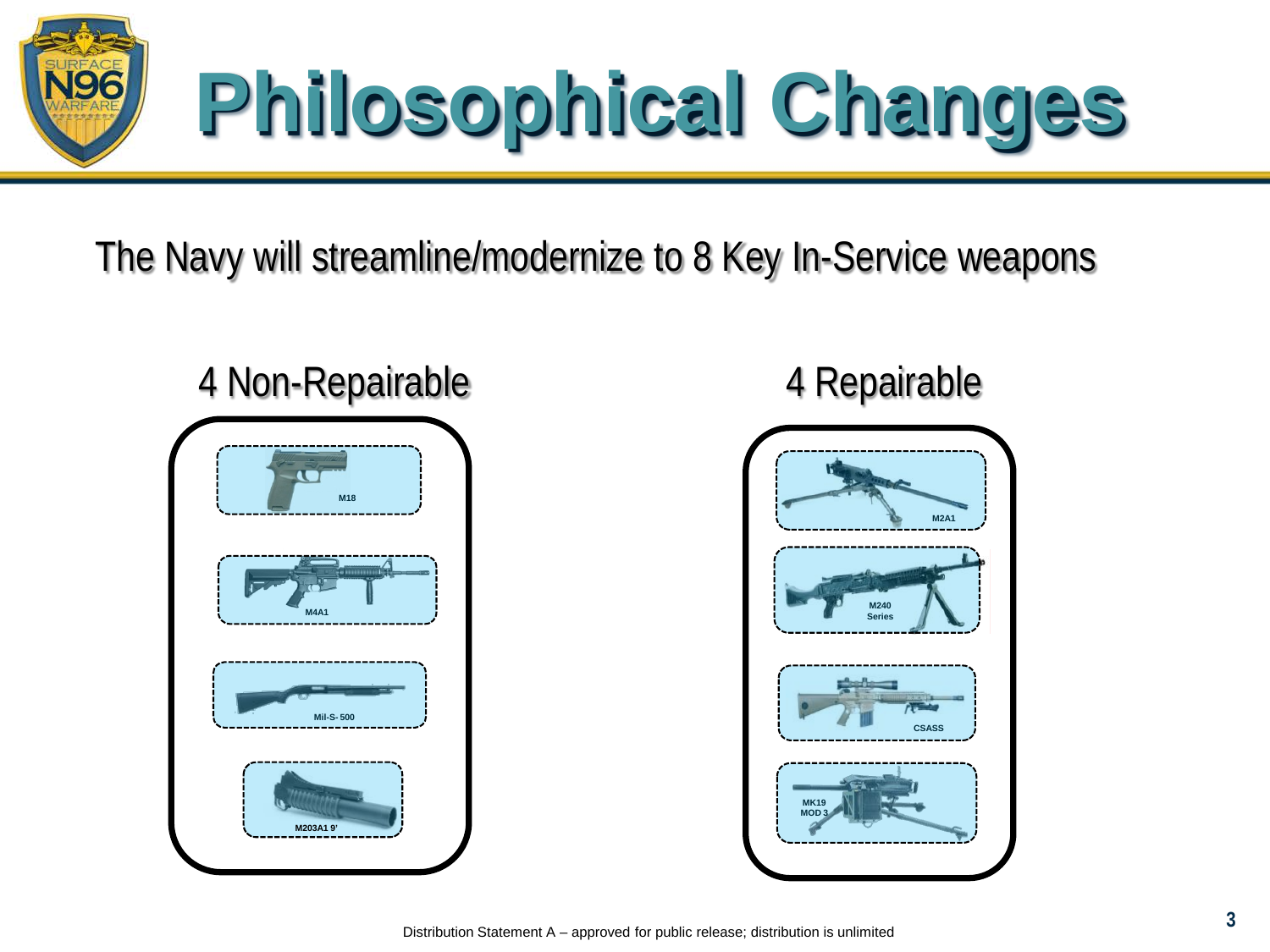# Philosophical Changes

The Navy will streamline/modernize to 8 Key In-Service weapons

## 4 Non-Repairable

- M18
- M4A1
- Mil-S- 500
- M203A1 9'

## 4 Repairable

- M2A1
- M240 Series
- CSASS
- MK19 MOD 3

Distribution Statement A – approved for public release; distribution is unlimited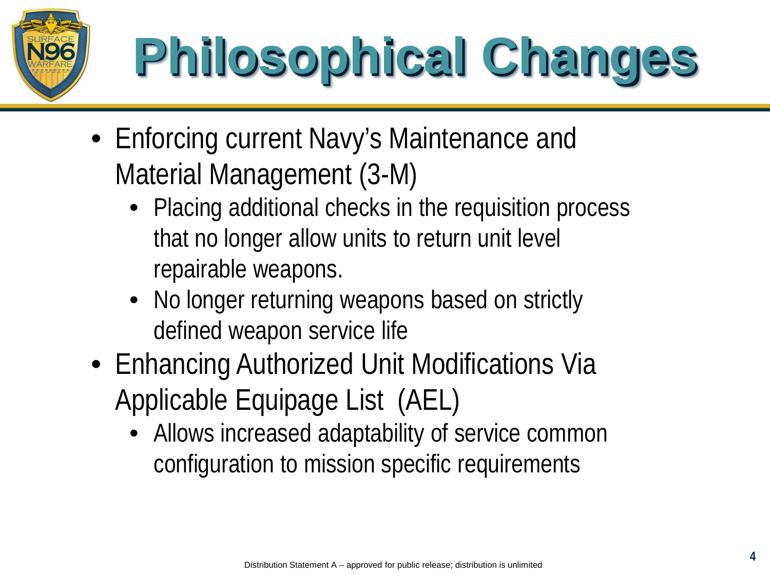# Philosophical Changes

- Enforcing current Navy's Maintenance and Material Management (3-M)
  - Placing additional checks in the requisition process that no longer allow units to return unit level repairable weapons.
  - No longer returning weapons based on strictly defined weapon service life
- Enhancing Authorized Unit Modifications Via Applicable Equipage List (AEL)
  - Allows increased adaptability of service common configuration to mission specific requirements

Distribution Statement A – approved for public release; distribution is unlimited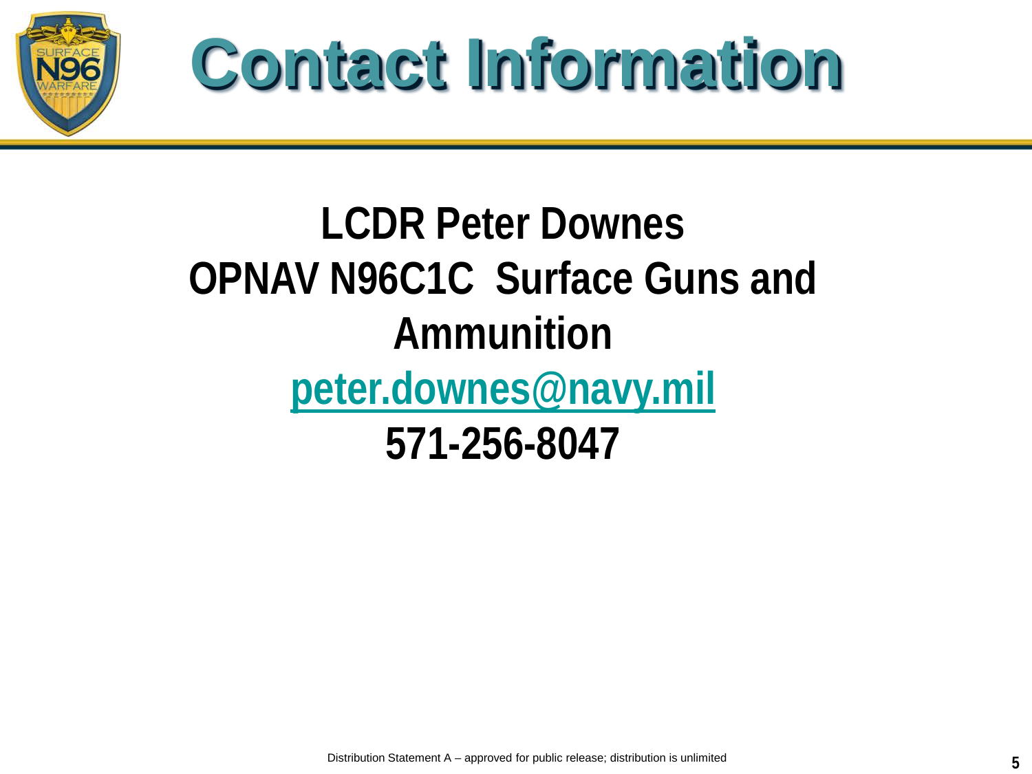# Contact Information

**LCDR Peter Downes**

**OPNAV N96C1C Surface Guns and Ammunition**

**peter.downes@navy.mil**

**571-256-8047**

Distribution Statement A – approved for public release; distribution is unlimited